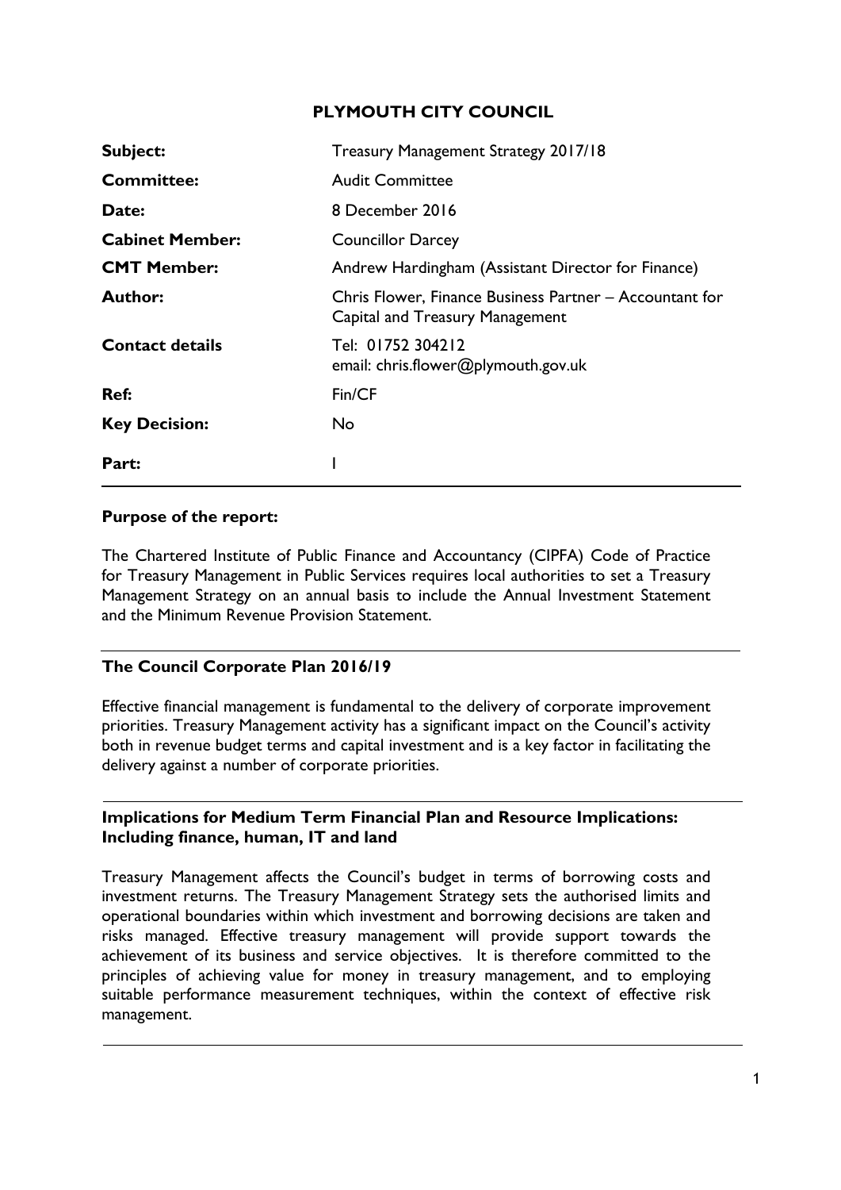**PLYMOUTH CITY COUNCIL**

| | |
|---|---|
| **Subject:** | Treasury Management Strategy 2017/18 |
| **Committee:** | Audit Committee |
| **Date:** | 8 December 2016 |
| **Cabinet Member:** | Councillor Darcey |
| **CMT Member:** | Andrew Hardingham (Assistant Director for Finance) |
| **Author:** | Chris Flower, Finance Business Partner – Accountant for Capital and Treasury Management |
| **Contact details** | Tel: 01752 304212<br>email: chris.flower@plymouth.gov.uk |
| **Ref:** | Fin/CF |
| **Key Decision:** | No |
| **Part:** | I |

**Purpose of the report:**

The Chartered Institute of Public Finance and Accountancy (CIPFA) Code of Practice for Treasury Management in Public Services requires local authorities to set a Treasury Management Strategy on an annual basis to include the Annual Investment Statement and the Minimum Revenue Provision Statement.

**The Council Corporate Plan 2016/19**

Effective financial management is fundamental to the delivery of corporate improvement priorities. Treasury Management activity has a significant impact on the Council's activity both in revenue budget terms and capital investment and is a key factor in facilitating the delivery against a number of corporate priorities.

**Implications for Medium Term Financial Plan and Resource Implications: Including finance, human, IT and land**

Treasury Management affects the Council's budget in terms of borrowing costs and investment returns. The Treasury Management Strategy sets the authorised limits and operational boundaries within which investment and borrowing decisions are taken and risks managed. Effective treasury management will provide support towards the achievement of its business and service objectives. It is therefore committed to the principles of achieving value for money in treasury management, and to employing suitable performance measurement techniques, within the context of effective risk management.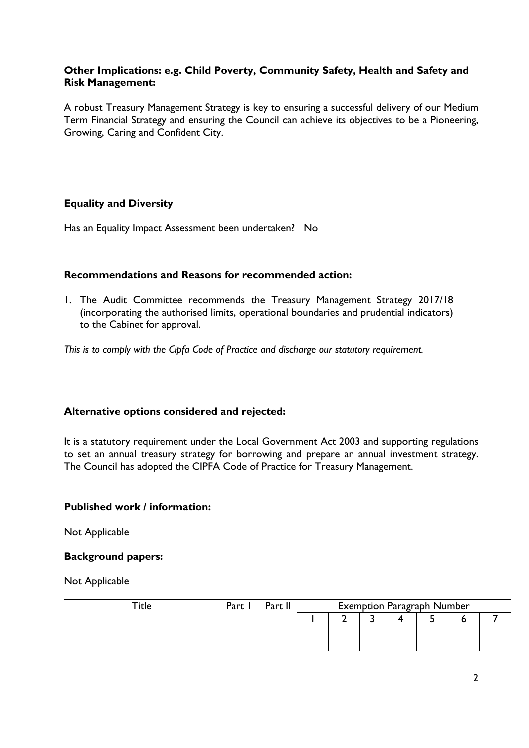**Other Implications: e.g. Child Poverty, Community Safety, Health and Safety and Risk Management:**

A robust Treasury Management Strategy is key to ensuring a successful delivery of our Medium Term Financial Strategy and ensuring the Council can achieve its objectives to be a Pioneering, Growing, Caring and Confident City.

---

**Equality and Diversity**

Has an Equality Impact Assessment been undertaken? No

---

**Recommendations and Reasons for recommended action:**

1. The Audit Committee recommends the Treasury Management Strategy 2017/18 (incorporating the authorised limits, operational boundaries and prudential indicators) to the Cabinet for approval.

*This is to comply with the Cipfa Code of Practice and discharge our statutory requirement.*

---

**Alternative options considered and rejected:**

It is a statutory requirement under the Local Government Act 2003 and supporting regulations to set an annual treasury strategy for borrowing and prepare an annual investment strategy. The Council has adopted the CIPFA Code of Practice for Treasury Management.

---

**Published work / information:**

Not Applicable

**Background papers:**

Not Applicable

| Title | Part I | Part II | Exemption Paragraph Number | | | | | | |
|---|---|---|---|---|---|---|---|---|---|
| | | | 1 | 2 | 3 | 4 | 5 | 6 | 7 |
| | | | | | | | | | |
| | | | | | | | | | |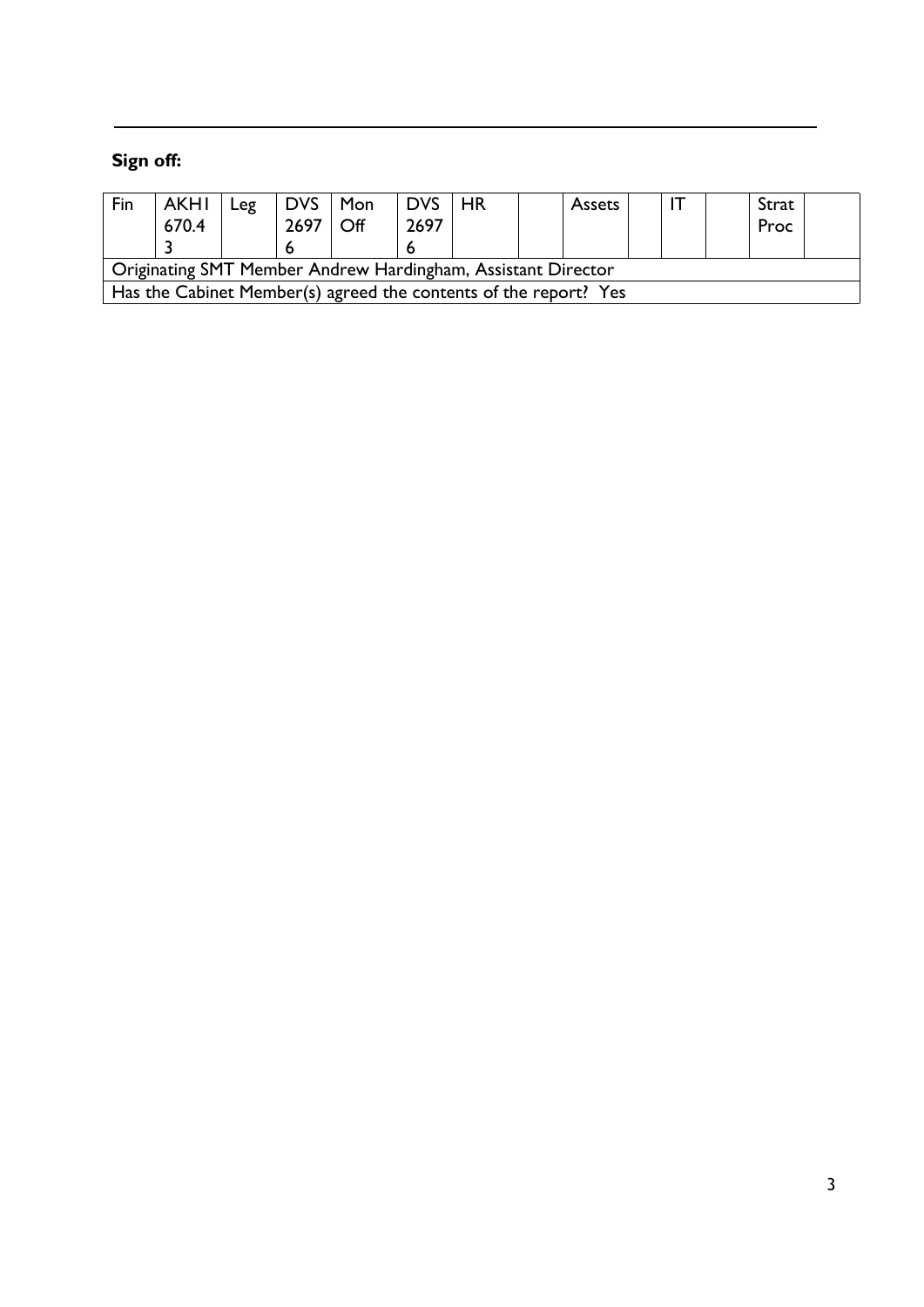**Sign off:**

| | | | | | | | | | | | | | |
|---|---|---|---|---|---|---|---|---|---|---|---|---|---|
| Fin | AKHI 670.4 3 | Leg | DVS 2697 6 | Mon Off | DVS 2697 6 | HR | | Assets | | IT | | Strat Proc | |
| Originating SMT Member Andrew Hardingham, Assistant Director | | | | | | | | | | | | | |
| Has the Cabinet Member(s) agreed the contents of the report? Yes | | | | | | | | | | | | | |